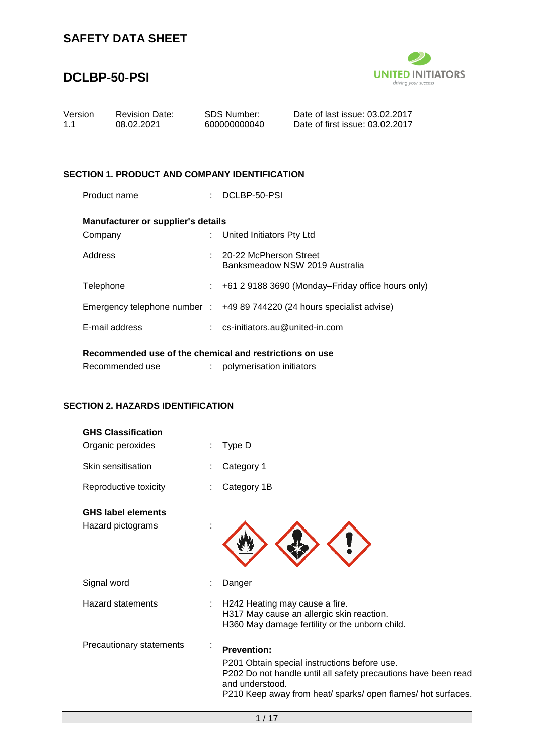# SAFETY DATA SHEET

# DCLBP-50-PSI

| Version | Revision Date: | SDS Number: | Date of last issue: 03.02.2017 |
|---|---|---|---|
| 1.1 | 08.02.2021 | 600000000040 | Date of first issue: 03.02.2017 |

## SECTION 1. PRODUCT AND COMPANY IDENTIFICATION

Product name : DCLBP-50-PSI

**Manufacturer or supplier's details**

Company : United Initiators Pty Ltd

Address : 20-22 McPherson Street
Banksmeadow NSW 2019 Australia

Telephone : +61 2 9188 3690 (Monday–Friday office hours only)

Emergency telephone number : +49 89 744220 (24 hours specialist advise)

E-mail address : cs-initiators.au@united-in.com

**Recommended use of the chemical and restrictions on use**

Recommended use : polymerisation initiators

## SECTION 2. HAZARDS IDENTIFICATION

**GHS Classification**

Organic peroxides : Type D

Skin sensitisation : Category 1

Reproductive toxicity : Category 1B

**GHS label elements**

Hazard pictograms :

Signal word : Danger

Hazard statements : H242 Heating may cause a fire.
H317 May cause an allergic skin reaction.
H360 May damage fertility or the unborn child.

Precautionary statements :

**Prevention:**

P201 Obtain special instructions before use.
P202 Do not handle until all safety precautions have been read and understood.
P210 Keep away from heat/ sparks/ open flames/ hot surfaces.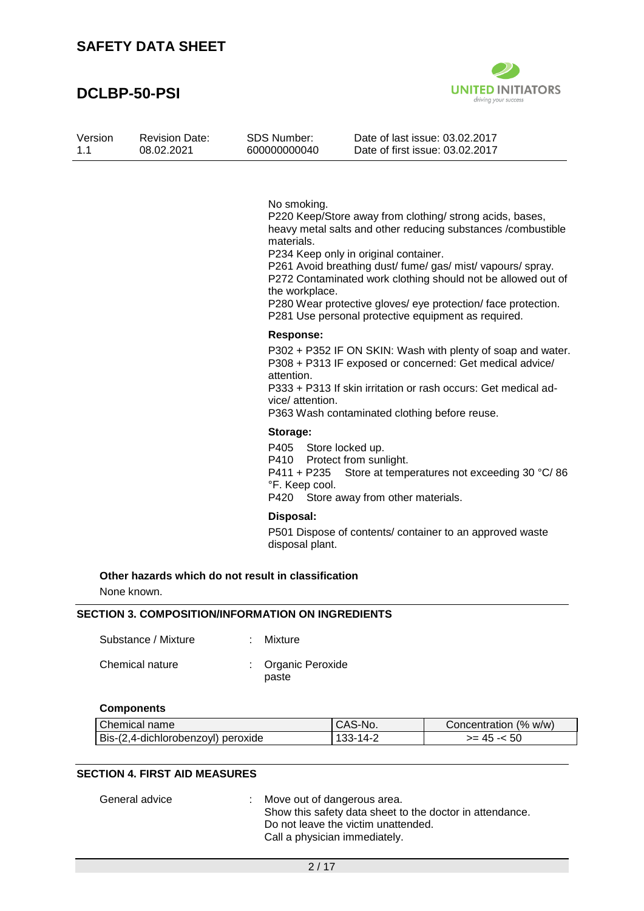No smoking.
P220 Keep/Store away from clothing/ strong acids, bases, heavy metal salts and other reducing substances /combustible materials.
P234 Keep only in original container.
P261 Avoid breathing dust/ fume/ gas/ mist/ vapours/ spray.
P272 Contaminated work clothing should not be allowed out of the workplace.
P280 Wear protective gloves/ eye protection/ face protection.
P281 Use personal protective equipment as required.

**Response:**

P302 + P352 IF ON SKIN: Wash with plenty of soap and water.
P308 + P313 IF exposed or concerned: Get medical advice/ attention.
P333 + P313 If skin irritation or rash occurs: Get medical advice/ attention.
P363 Wash contaminated clothing before reuse.

**Storage:**

P405 Store locked up.
P410 Protect from sunlight.
P411 + P235 Store at temperatures not exceeding 30 °C/ 86 °F. Keep cool.
P420 Store away from other materials.

**Disposal:**

P501 Dispose of contents/ container to an approved waste disposal plant.

**Other hazards which do not result in classification**

None known.

## SECTION 3. COMPOSITION/INFORMATION ON INGREDIENTS

Substance / Mixture : Mixture

Chemical nature : Organic Peroxide paste

**Components**

| Chemical name | CAS-No. | Concentration (% w/w) |
|---|---|---|
| Bis-(2,4-dichlorobenzoyl) peroxide | 133-14-2 | >= 45 -< 50 |

## SECTION 4. FIRST AID MEASURES

General advice : Move out of dangerous area.
Show this safety data sheet to the doctor in attendance.
Do not leave the victim unattended.
Call a physician immediately.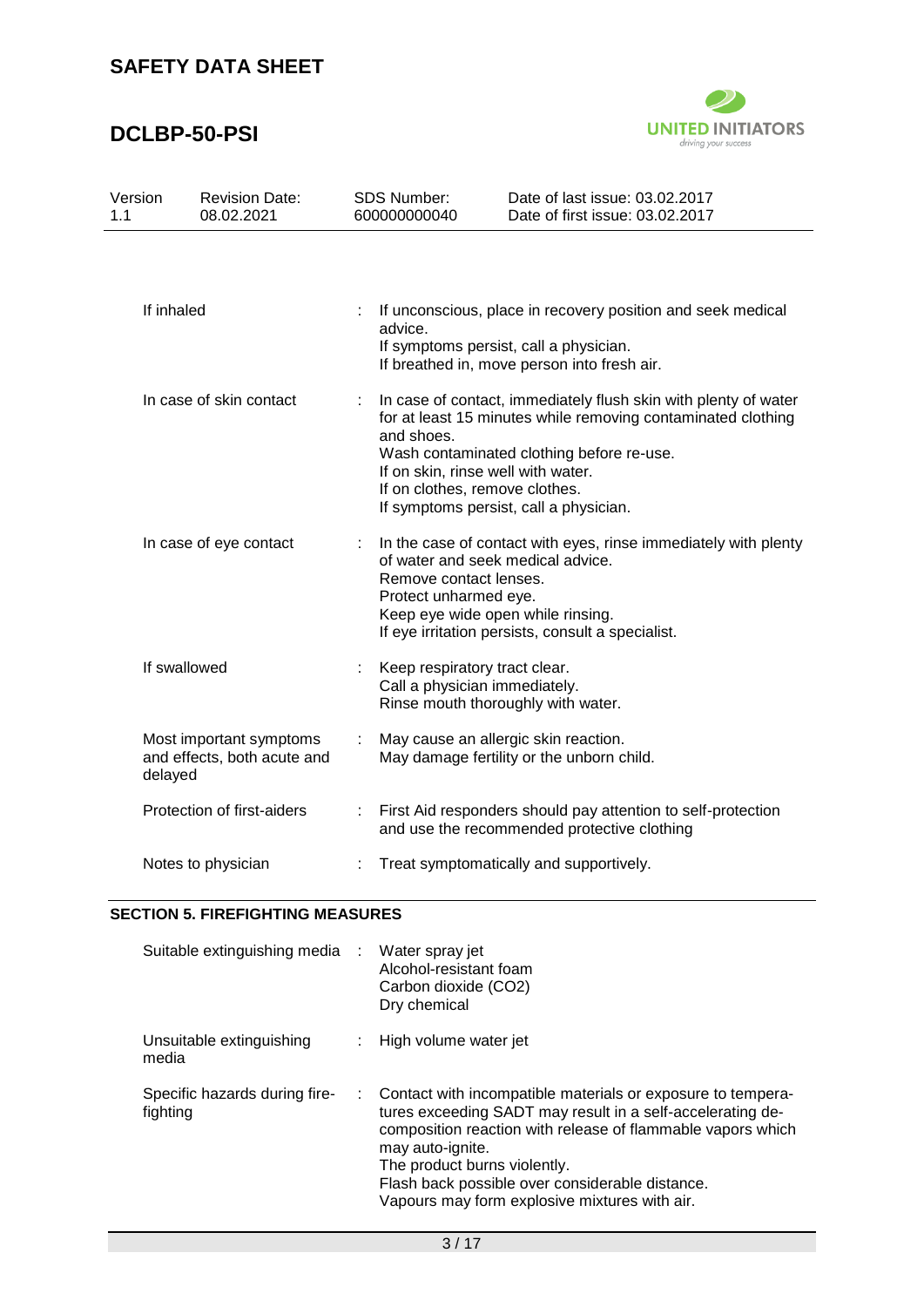| | | |
|---|---|---|
| If inhaled | : | If unconscious, place in recovery position and seek medical advice.<br>If symptoms persist, call a physician.<br>If breathed in, move person into fresh air. |
| In case of skin contact | : | In case of contact, immediately flush skin with plenty of water for at least 15 minutes while removing contaminated clothing and shoes.<br>Wash contaminated clothing before re-use.<br>If on skin, rinse well with water.<br>If on clothes, remove clothes.<br>If symptoms persist, call a physician. |
| In case of eye contact | : | In the case of contact with eyes, rinse immediately with plenty of water and seek medical advice.<br>Remove contact lenses.<br>Protect unharmed eye.<br>Keep eye wide open while rinsing.<br>If eye irritation persists, consult a specialist. |
| If swallowed | : | Keep respiratory tract clear.<br>Call a physician immediately.<br>Rinse mouth thoroughly with water. |
| Most important symptoms and effects, both acute and delayed | : | May cause an allergic skin reaction.<br>May damage fertility or the unborn child. |
| Protection of first-aiders | : | First Aid responders should pay attention to self-protection and use the recommended protective clothing |
| Notes to physician | : | Treat symptomatically and supportively. |

## SECTION 5. FIREFIGHTING MEASURES

| | | |
|---|---|---|
| Suitable extinguishing media | : | Water spray jet<br>Alcohol-resistant foam<br>Carbon dioxide (CO2)<br>Dry chemical |
| Unsuitable extinguishing media | : | High volume water jet |
| Specific hazards during fire-fighting | : | Contact with incompatible materials or exposure to temperatures exceeding SADT may result in a self-accelerating decomposition reaction with release of flammable vapors which may auto-ignite.<br>The product burns violently.<br>Flash back possible over considerable distance.<br>Vapours may form explosive mixtures with air. |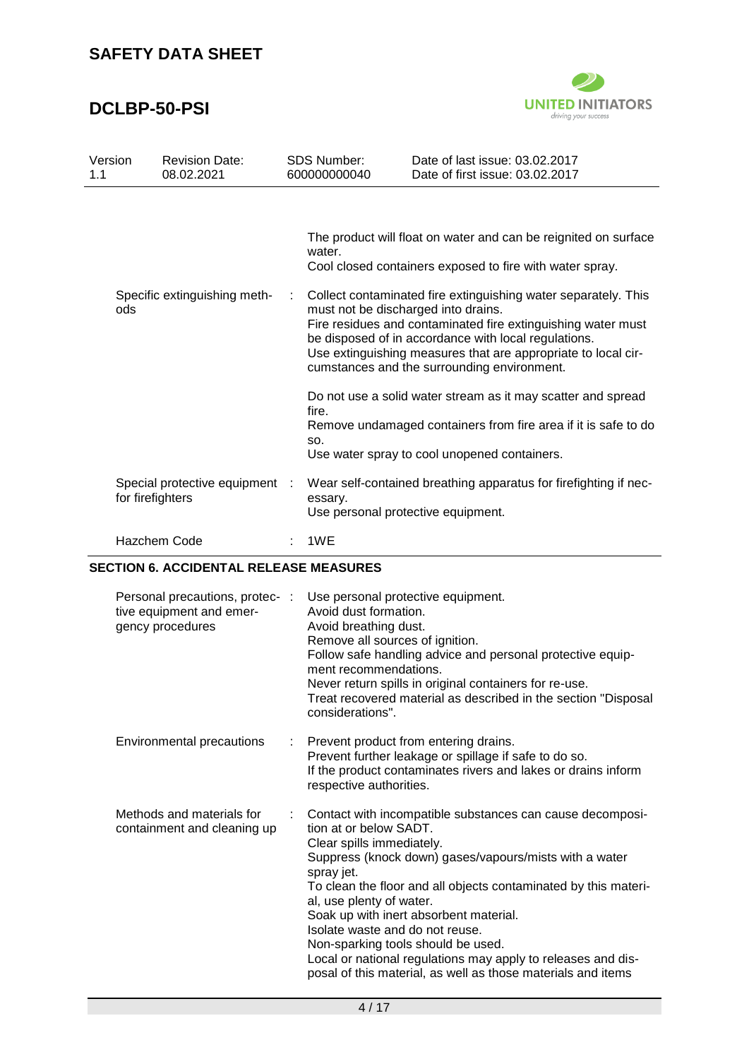The product will float on water and can be reignited on surface water.
Cool closed containers exposed to fire with water spray.

| | |
|---|---|
| Specific extinguishing methods | Collect contaminated fire extinguishing water separately. This must not be discharged into drains.<br>Fire residues and contaminated fire extinguishing water must be disposed of in accordance with local regulations.<br>Use extinguishing measures that are appropriate to local circumstances and the surrounding environment.<br><br>Do not use a solid water stream as it may scatter and spread fire.<br>Remove undamaged containers from fire area if it is safe to do so.<br>Use water spray to cool unopened containers. |
| Special protective equipment for firefighters | Wear self-contained breathing apparatus for firefighting if necessary.<br>Use personal protective equipment. |
| Hazchem Code | 1WE |

## SECTION 6. ACCIDENTAL RELEASE MEASURES

| | |
|---|---|
| Personal precautions, protective equipment and emergency procedures | Use personal protective equipment.<br>Avoid dust formation.<br>Avoid breathing dust.<br>Remove all sources of ignition.<br>Follow safe handling advice and personal protective equipment recommendations.<br>Never return spills in original containers for re-use.<br>Treat recovered material as described in the section "Disposal considerations". |
| Environmental precautions | Prevent product from entering drains.<br>Prevent further leakage or spillage if safe to do so.<br>If the product contaminates rivers and lakes or drains inform respective authorities. |
| Methods and materials for containment and cleaning up | Contact with incompatible substances can cause decomposition at or below SADT.<br>Clear spills immediately.<br>Suppress (knock down) gases/vapours/mists with a water spray jet.<br>To clean the floor and all objects contaminated by this material, use plenty of water.<br>Soak up with inert absorbent material.<br>Isolate waste and do not reuse.<br>Non-sparking tools should be used.<br>Local or national regulations may apply to releases and disposal of this material, as well as those materials and items |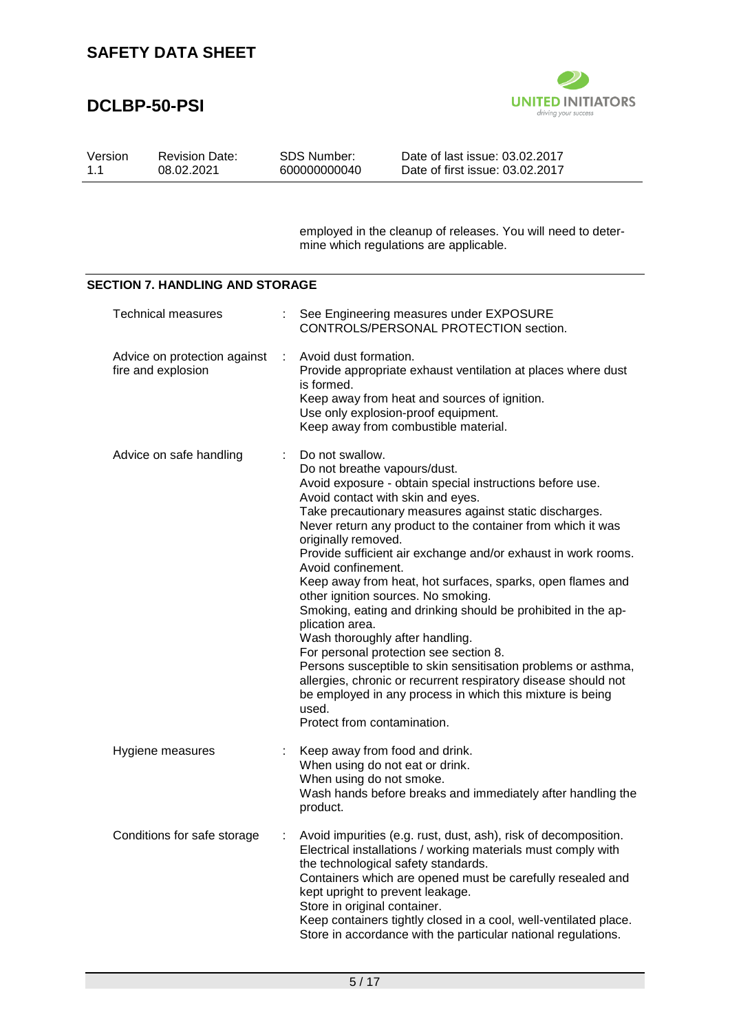employed in the cleanup of releases. You will need to determine which regulations are applicable.

## SECTION 7. HANDLING AND STORAGE

| | |
|---|---|
| Technical measures | See Engineering measures under EXPOSURE CONTROLS/PERSONAL PROTECTION section. |
| Advice on protection against fire and explosion | Avoid dust formation.<br>Provide appropriate exhaust ventilation at places where dust is formed.<br>Keep away from heat and sources of ignition.<br>Use only explosion-proof equipment.<br>Keep away from combustible material. |
| Advice on safe handling | Do not swallow.<br>Do not breathe vapours/dust.<br>Avoid exposure - obtain special instructions before use.<br>Avoid contact with skin and eyes.<br>Take precautionary measures against static discharges.<br>Never return any product to the container from which it was originally removed.<br>Provide sufficient air exchange and/or exhaust in work rooms.<br>Avoid confinement.<br>Keep away from heat, hot surfaces, sparks, open flames and other ignition sources. No smoking.<br>Smoking, eating and drinking should be prohibited in the application area.<br>Wash thoroughly after handling.<br>For personal protection see section 8.<br>Persons susceptible to skin sensitisation problems or asthma, allergies, chronic or recurrent respiratory disease should not be employed in any process in which this mixture is being used.<br>Protect from contamination. |
| Hygiene measures | Keep away from food and drink.<br>When using do not eat or drink.<br>When using do not smoke.<br>Wash hands before breaks and immediately after handling the product. |
| Conditions for safe storage | Avoid impurities (e.g. rust, dust, ash), risk of decomposition.<br>Electrical installations / working materials must comply with the technological safety standards.<br>Containers which are opened must be carefully resealed and kept upright to prevent leakage.<br>Store in original container.<br>Keep containers tightly closed in a cool, well-ventilated place.<br>Store in accordance with the particular national regulations. |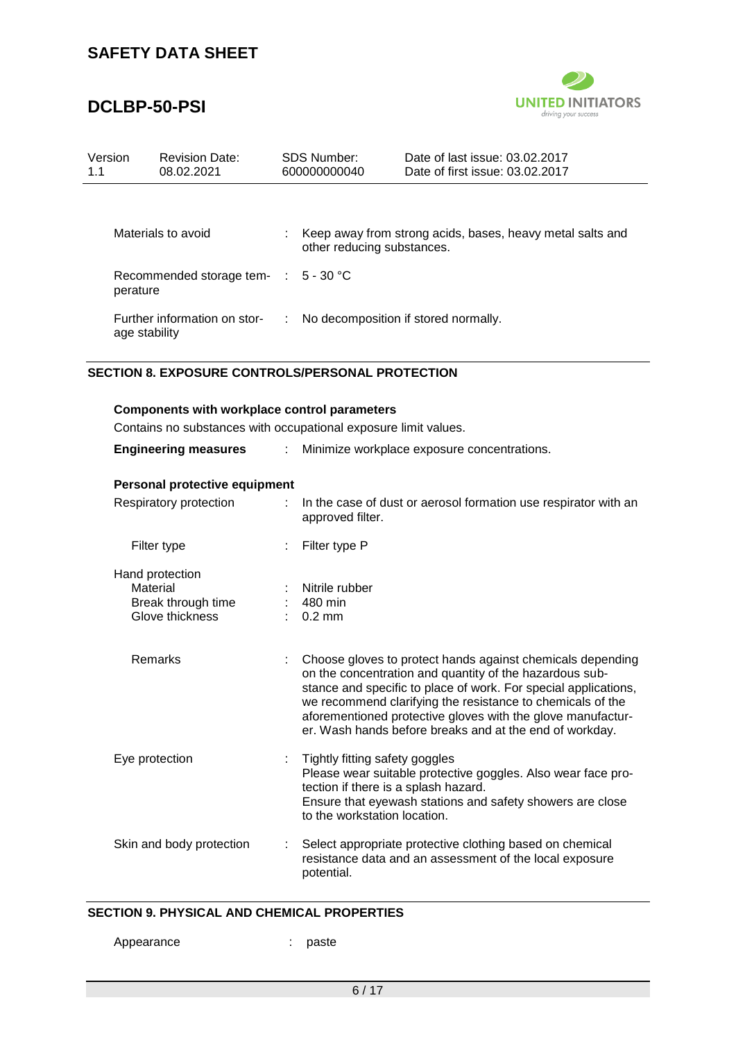| | | |
|---|---|---|
| Materials to avoid | : | Keep away from strong acids, bases, heavy metal salts and other reducing substances. |
| Recommended storage temperature | : | 5 - 30 °C |
| Further information on storage stability | : | No decomposition if stored normally. |

## SECTION 8. EXPOSURE CONTROLS/PERSONAL PROTECTION

**Components with workplace control parameters**

Contains no substances with occupational exposure limit values.

| | | |
|---|---|---|
| **Engineering measures** | : | Minimize workplace exposure concentrations. |

**Personal protective equipment**

| | | |
|---|---|---|
| Respiratory protection | : | In the case of dust or aerosol formation use respirator with an approved filter. |
| Filter type | : | Filter type P |
| Hand protection | | |
| Material | : | Nitrile rubber |
| Break through time | : | 480 min |
| Glove thickness | : | 0.2 mm |
| Remarks | : | Choose gloves to protect hands against chemicals depending on the concentration and quantity of the hazardous substance and specific to place of work. For special applications, we recommend clarifying the resistance to chemicals of the aforementioned protective gloves with the glove manufacturer. Wash hands before breaks and at the end of workday. |
| Eye protection | : | Tightly fitting safety goggles<br>Please wear suitable protective goggles. Also wear face protection if there is a splash hazard.<br>Ensure that eyewash stations and safety showers are close to the workstation location. |
| Skin and body protection | : | Select appropriate protective clothing based on chemical resistance data and an assessment of the local exposure potential. |

## SECTION 9. PHYSICAL AND CHEMICAL PROPERTIES

| | | |
|---|---|---|
| Appearance | : | paste |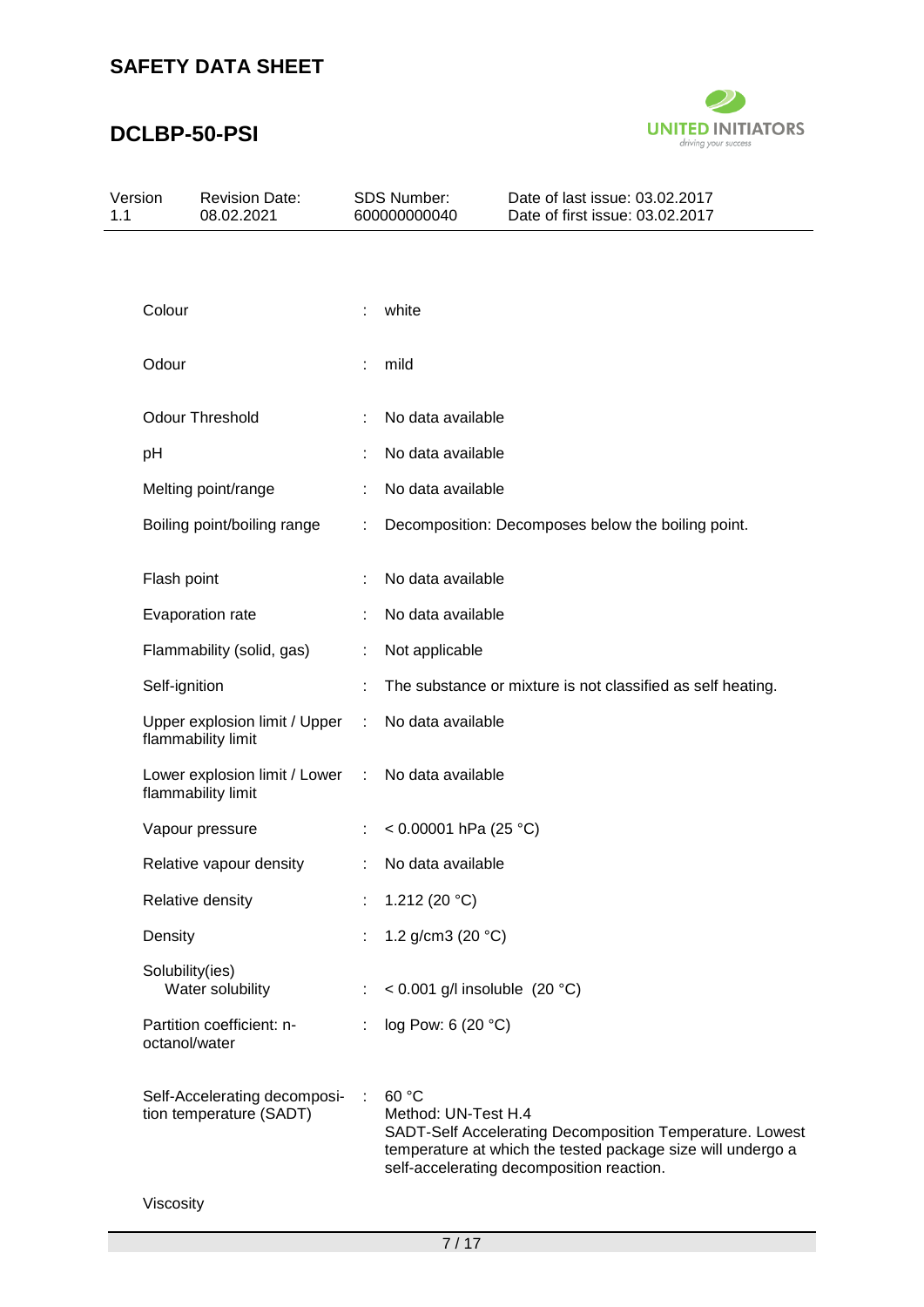| Property | | Value |
|---|---|---|
| Colour | : | white |
| Odour | : | mild |
| Odour Threshold | : | No data available |
| pH | : | No data available |
| Melting point/range | : | No data available |
| Boiling point/boiling range | : | Decomposition: Decomposes below the boiling point. |
| Flash point | : | No data available |
| Evaporation rate | : | No data available |
| Flammability (solid, gas) | : | Not applicable |
| Self-ignition | : | The substance or mixture is not classified as self heating. |
| Upper explosion limit / Upper flammability limit | : | No data available |
| Lower explosion limit / Lower flammability limit | : | No data available |
| Vapour pressure | : | < 0.00001 hPa (25 °C) |
| Relative vapour density | : | No data available |
| Relative density | : | 1.212 (20 °C) |
| Density | : | 1.2 g/cm3 (20 °C) |
| Solubility(ies) | | |
| Water solubility | : | < 0.001 g/l insoluble (20 °C) |
| Partition coefficient: n-octanol/water | : | log Pow: 6 (20 °C) |
| Self-Accelerating decomposition temperature (SADT) | : | 60 °C<br>Method: UN-Test H.4<br>SADT-Self Accelerating Decomposition Temperature. Lowest temperature at which the tested package size will undergo a self-accelerating decomposition reaction. |

Viscosity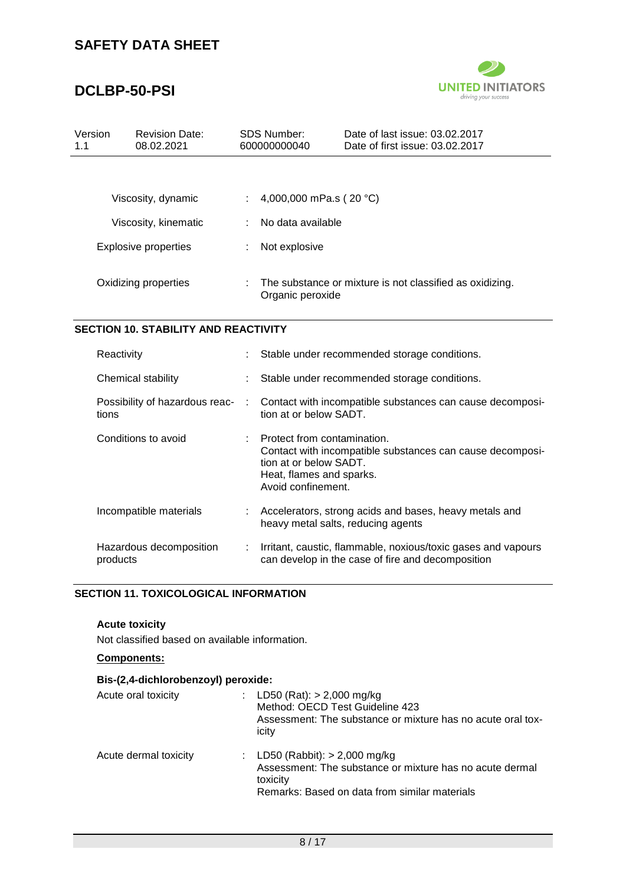| | | |
|---|---|---|
| Viscosity, dynamic | : | 4,000,000 mPa.s ( 20 °C) |
| Viscosity, kinematic | : | No data available |
| Explosive properties | : | Not explosive |
| Oxidizing properties | : | The substance or mixture is not classified as oxidizing. Organic peroxide |

## SECTION 10. STABILITY AND REACTIVITY

| | | |
|---|---|---|
| Reactivity | : | Stable under recommended storage conditions. |
| Chemical stability | : | Stable under recommended storage conditions. |
| Possibility of hazardous reactions | : | Contact with incompatible substances can cause decomposition at or below SADT. |
| Conditions to avoid | : | Protect from contamination.<br>Contact with incompatible substances can cause decomposition at or below SADT.<br>Heat, flames and sparks.<br>Avoid confinement. |
| Incompatible materials | : | Accelerators, strong acids and bases, heavy metals and heavy metal salts, reducing agents |
| Hazardous decomposition products | : | Irritant, caustic, flammable, noxious/toxic gases and vapours can develop in the case of fire and decomposition |

## SECTION 11. TOXICOLOGICAL INFORMATION

**Acute toxicity**

Not classified based on available information.

**Components:**

**Bis-(2,4-dichlorobenzoyl) peroxide:**

| | | |
|---|---|---|
| Acute oral toxicity | : | LD50 (Rat): > 2,000 mg/kg<br>Method: OECD Test Guideline 423<br>Assessment: The substance or mixture has no acute oral toxicity |
| Acute dermal toxicity | : | LD50 (Rabbit): > 2,000 mg/kg<br>Assessment: The substance or mixture has no acute dermal toxicity<br>Remarks: Based on data from similar materials |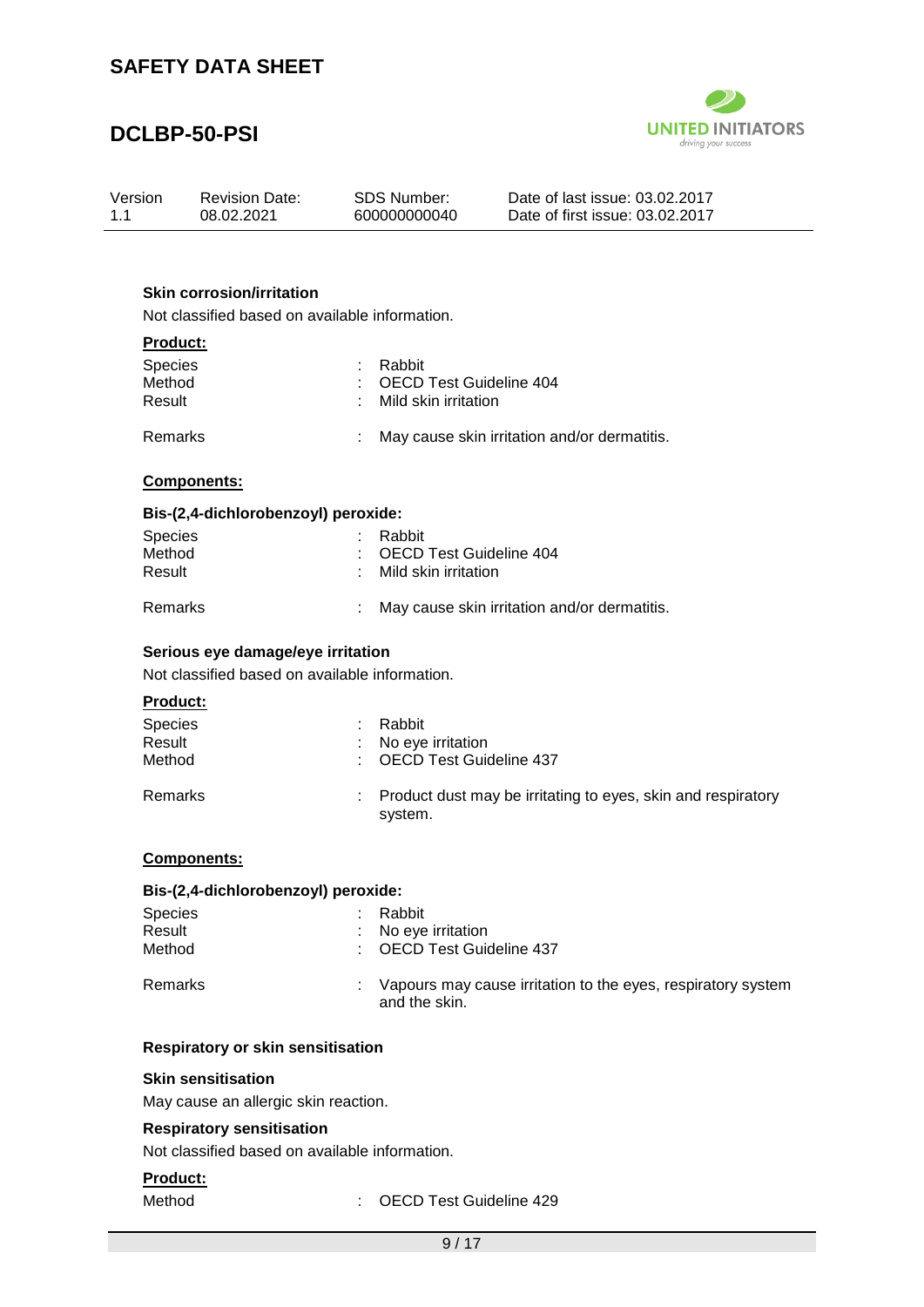**Skin corrosion/irritation**

Not classified based on available information.

**Product:**

| | | |
|---|---|---|
| Species | : | Rabbit |
| Method | : | OECD Test Guideline 404 |
| Result | : | Mild skin irritation |
| Remarks | : | May cause skin irritation and/or dermatitis. |

**Components:**

**Bis-(2,4-dichlorobenzoyl) peroxide:**

| | | |
|---|---|---|
| Species | : | Rabbit |
| Method | : | OECD Test Guideline 404 |
| Result | : | Mild skin irritation |
| Remarks | : | May cause skin irritation and/or dermatitis. |

**Serious eye damage/eye irritation**

Not classified based on available information.

**Product:**

| | | |
|---|---|---|
| Species | : | Rabbit |
| Result | : | No eye irritation |
| Method | : | OECD Test Guideline 437 |
| Remarks | : | Product dust may be irritating to eyes, skin and respiratory system. |

**Components:**

**Bis-(2,4-dichlorobenzoyl) peroxide:**

| | | |
|---|---|---|
| Species | : | Rabbit |
| Result | : | No eye irritation |
| Method | : | OECD Test Guideline 437 |
| Remarks | : | Vapours may cause irritation to the eyes, respiratory system and the skin. |

**Respiratory or skin sensitisation**

**Skin sensitisation**

May cause an allergic skin reaction.

**Respiratory sensitisation**

Not classified based on available information.

**Product:**

| | | |
|---|---|---|
| Method | : | OECD Test Guideline 429 |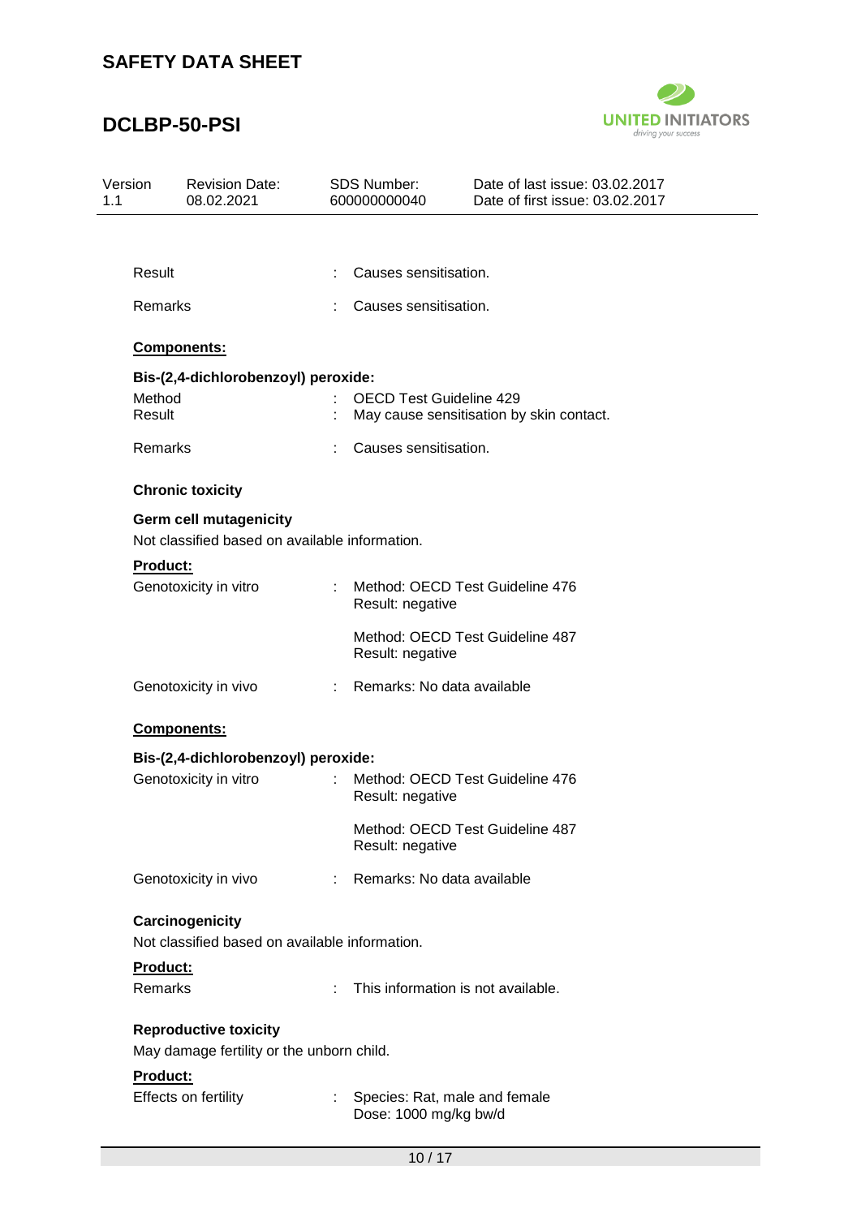Result : Causes sensitisation.

Remarks : Causes sensitisation.

**Components:**

**Bis-(2,4-dichlorobenzoyl) peroxide:**

Method : OECD Test Guideline 429
Result : May cause sensitisation by skin contact.

Remarks : Causes sensitisation.

**Chronic toxicity**

**Germ cell mutagenicity**

Not classified based on available information.

**Product:**

Genotoxicity in vitro : Method: OECD Test Guideline 476
Result: negative

Method: OECD Test Guideline 487
Result: negative

Genotoxicity in vivo : Remarks: No data available

**Components:**

**Bis-(2,4-dichlorobenzoyl) peroxide:**

Genotoxicity in vitro : Method: OECD Test Guideline 476
Result: negative

Method: OECD Test Guideline 487
Result: negative

Genotoxicity in vivo : Remarks: No data available

**Carcinogenicity**

Not classified based on available information.

**Product:**

Remarks : This information is not available.

**Reproductive toxicity**

May damage fertility or the unborn child.

**Product:**

Effects on fertility : Species: Rat, male and female
Dose: 1000 mg/kg bw/d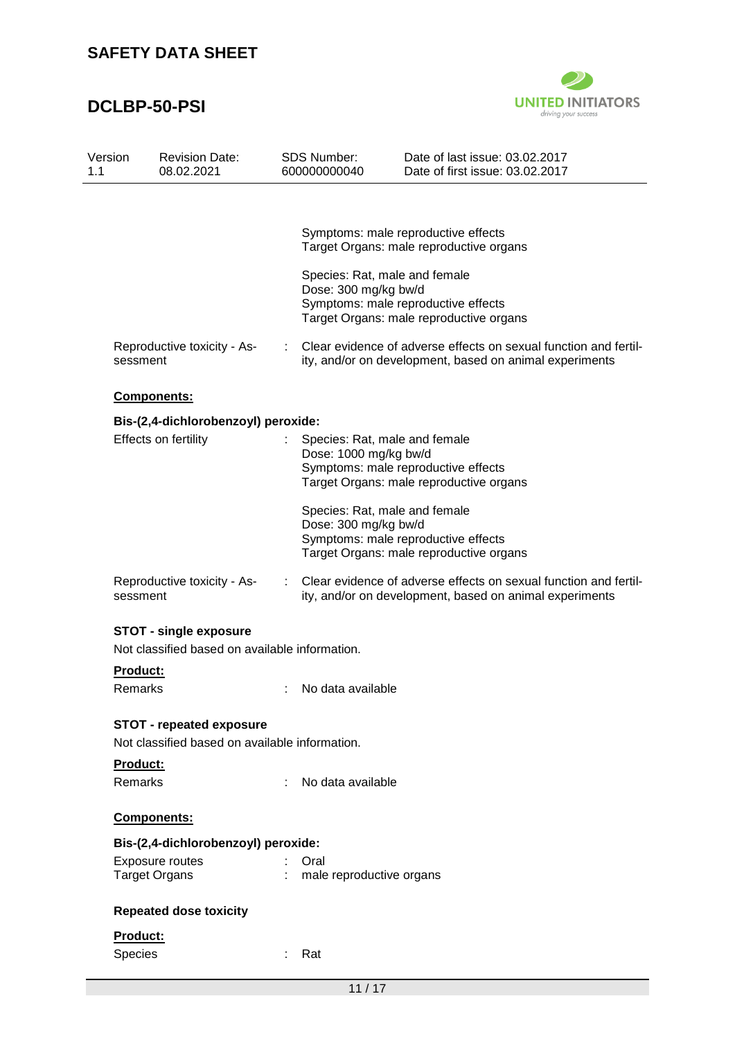Symptoms: male reproductive effects
Target Organs: male reproductive organs

Species: Rat, male and female
Dose: 300 mg/kg bw/d
Symptoms: male reproductive effects
Target Organs: male reproductive organs

Reproductive toxicity - Assessment : Clear evidence of adverse effects on sexual function and fertility, and/or on development, based on animal experiments

**Components:**

**Bis-(2,4-dichlorobenzoyl) peroxide:**

Effects on fertility : Species: Rat, male and female
Dose: 1000 mg/kg bw/d
Symptoms: male reproductive effects
Target Organs: male reproductive organs

Species: Rat, male and female
Dose: 300 mg/kg bw/d
Symptoms: male reproductive effects
Target Organs: male reproductive organs

Reproductive toxicity - Assessment : Clear evidence of adverse effects on sexual function and fertility, and/or on development, based on animal experiments

**STOT - single exposure**

Not classified based on available information.

**Product:**

Remarks : No data available

**STOT - repeated exposure**

Not classified based on available information.

**Product:**

Remarks : No data available

**Components:**

**Bis-(2,4-dichlorobenzoyl) peroxide:**

Exposure routes : Oral
Target Organs : male reproductive organs

**Repeated dose toxicity**

**Product:**

Species : Rat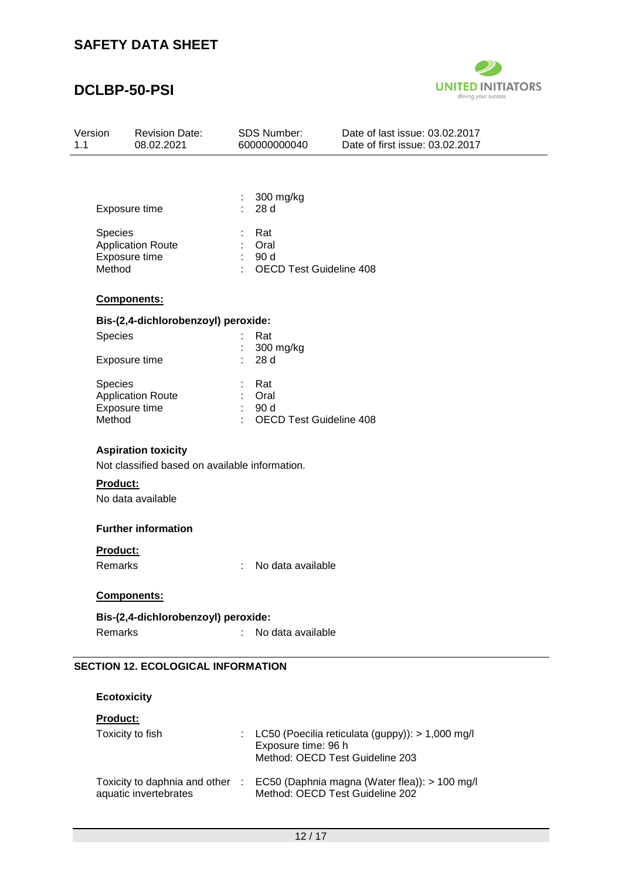| | | |
|---|---|---|
| | : | 300 mg/kg |
| Exposure time | : | 28 d |
| | | |
| Species | : | Rat |
| Application Route | : | Oral |
| Exposure time | : | 90 d |
| Method | : | OECD Test Guideline 408 |

**Components:**

**Bis-(2,4-dichlorobenzoyl) peroxide:**

| | | |
|---|---|---|
| Species | : | Rat |
| | : | 300 mg/kg |
| Exposure time | : | 28 d |
| | | |
| Species | : | Rat |
| Application Route | : | Oral |
| Exposure time | : | 90 d |
| Method | : | OECD Test Guideline 408 |

**Aspiration toxicity**

Not classified based on available information.

**Product:**

No data available

**Further information**

**Product:**

Remarks : No data available

**Components:**

**Bis-(2,4-dichlorobenzoyl) peroxide:**

Remarks : No data available

## SECTION 12. ECOLOGICAL INFORMATION

**Ecotoxicity**

**Product:**

| | | |
|---|---|---|
| Toxicity to fish | : | LC50 (Poecilia reticulata (guppy)): > 1,000 mg/l<br>Exposure time: 96 h<br>Method: OECD Test Guideline 203 |
| Toxicity to daphnia and other aquatic invertebrates | : | EC50 (Daphnia magna (Water flea)): > 100 mg/l<br>Method: OECD Test Guideline 202 |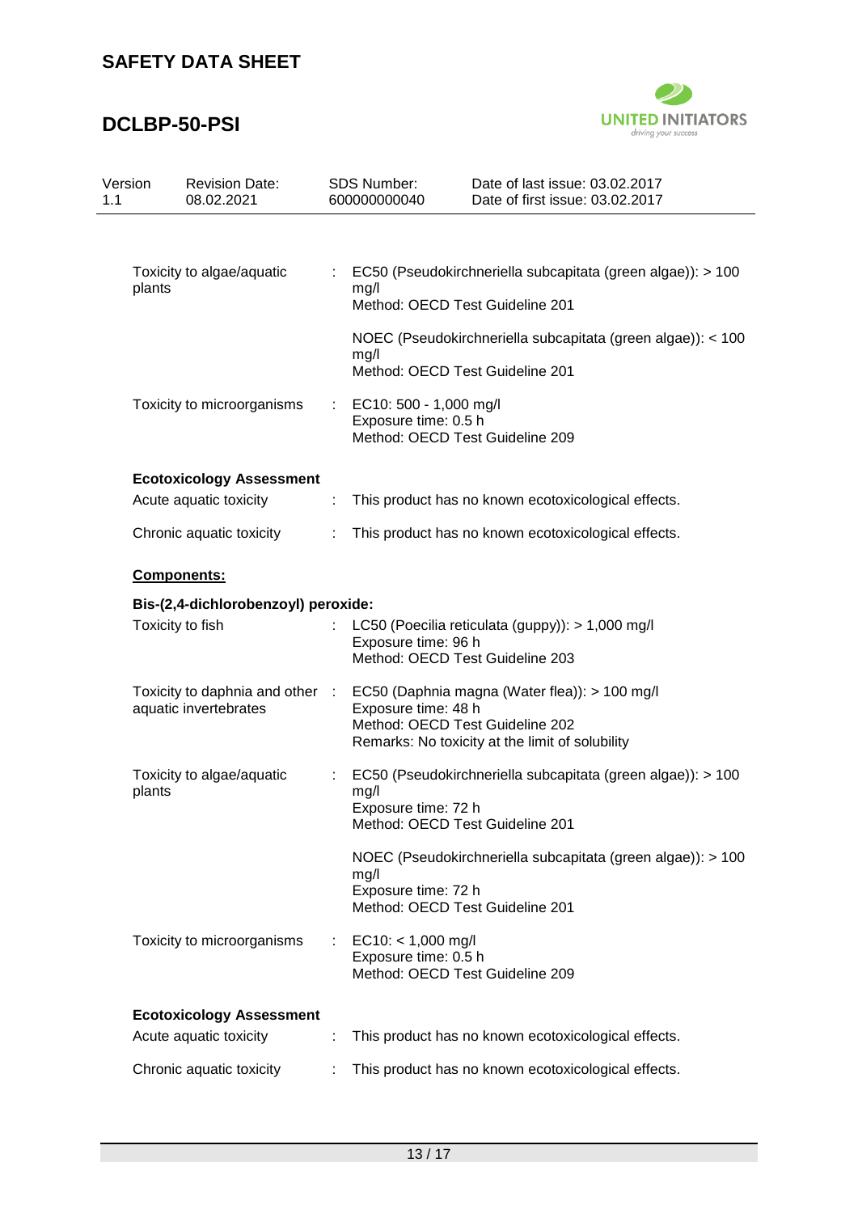| | | |
|---|---|---|
| Toxicity to algae/aquatic plants | : | EC50 (Pseudokirchneriella subcapitata (green algae)): > 100 mg/l<br>Method: OECD Test Guideline 201<br><br>NOEC (Pseudokirchneriella subcapitata (green algae)): < 100 mg/l<br>Method: OECD Test Guideline 201 |
| Toxicity to microorganisms | : | EC10: 500 - 1,000 mg/l<br>Exposure time: 0.5 h<br>Method: OECD Test Guideline 209 |

**Ecotoxicology Assessment**

| | | |
|---|---|---|
| Acute aquatic toxicity | : | This product has no known ecotoxicological effects. |
| Chronic aquatic toxicity | : | This product has no known ecotoxicological effects. |

**Components:**

**Bis-(2,4-dichlorobenzoyl) peroxide:**

| | | |
|---|---|---|
| Toxicity to fish | : | LC50 (Poecilia reticulata (guppy)): > 1,000 mg/l<br>Exposure time: 96 h<br>Method: OECD Test Guideline 203 |
| Toxicity to daphnia and other aquatic invertebrates | : | EC50 (Daphnia magna (Water flea)): > 100 mg/l<br>Exposure time: 48 h<br>Method: OECD Test Guideline 202<br>Remarks: No toxicity at the limit of solubility |
| Toxicity to algae/aquatic plants | : | EC50 (Pseudokirchneriella subcapitata (green algae)): > 100 mg/l<br>Exposure time: 72 h<br>Method: OECD Test Guideline 201<br><br>NOEC (Pseudokirchneriella subcapitata (green algae)): > 100 mg/l<br>Exposure time: 72 h<br>Method: OECD Test Guideline 201 |
| Toxicity to microorganisms | : | EC10: < 1,000 mg/l<br>Exposure time: 0.5 h<br>Method: OECD Test Guideline 209 |

**Ecotoxicology Assessment**

| | | |
|---|---|---|
| Acute aquatic toxicity | : | This product has no known ecotoxicological effects. |
| Chronic aquatic toxicity | : | This product has no known ecotoxicological effects. |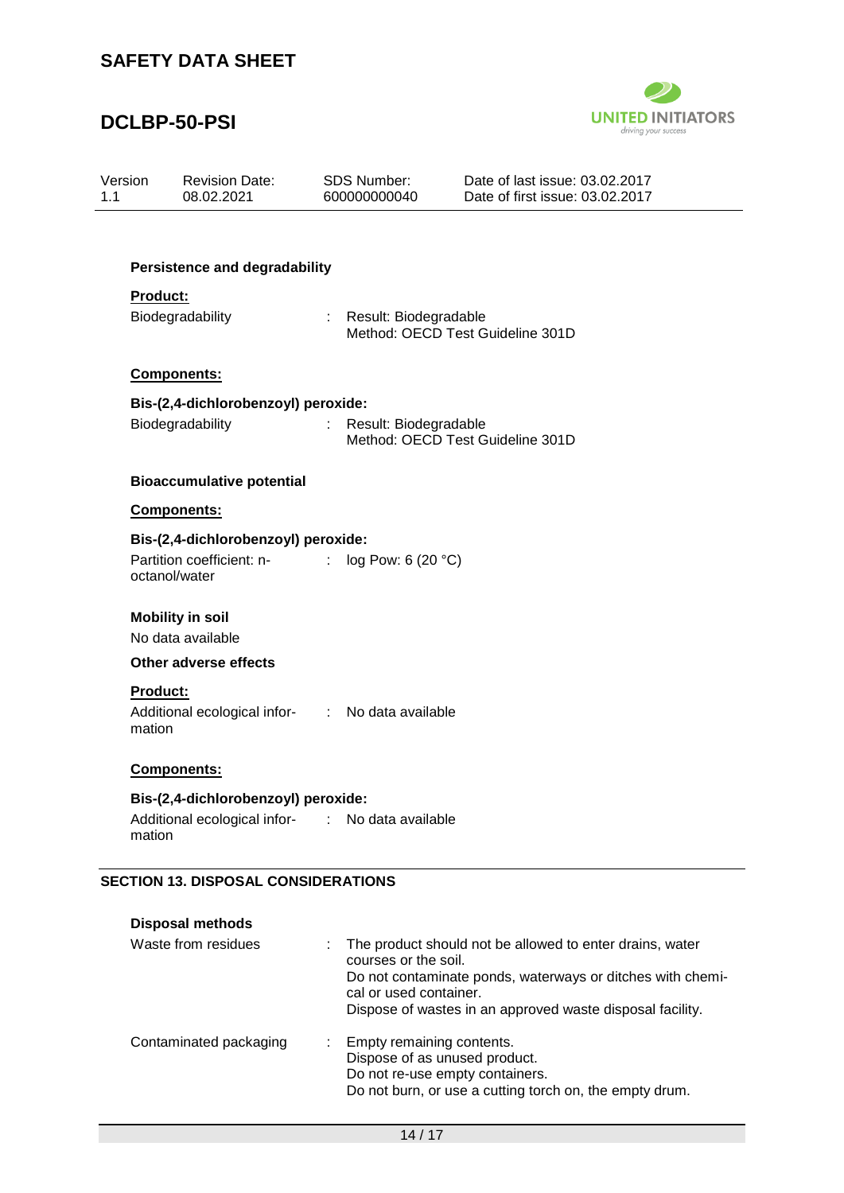### Persistence and degradability

**Product:**

Biodegradability : Result: Biodegradable
Method: OECD Test Guideline 301D

**Components:**

**Bis-(2,4-dichlorobenzoyl) peroxide:**

Biodegradability : Result: Biodegradable
Method: OECD Test Guideline 301D

### Bioaccumulative potential

**Components:**

**Bis-(2,4-dichlorobenzoyl) peroxide:**

Partition coefficient: n-octanol/water : log Pow: 6 (20 °C)

### Mobility in soil

No data available

### Other adverse effects

**Product:**

Additional ecological information : No data available

**Components:**

**Bis-(2,4-dichlorobenzoyl) peroxide:**

Additional ecological information : No data available

## SECTION 13. DISPOSAL CONSIDERATIONS

### Disposal methods

Waste from residues : The product should not be allowed to enter drains, water courses or the soil.
Do not contaminate ponds, waterways or ditches with chemical or used container.
Dispose of wastes in an approved waste disposal facility.

Contaminated packaging : Empty remaining contents.
Dispose of as unused product.
Do not re-use empty containers.
Do not burn, or use a cutting torch on, the empty drum.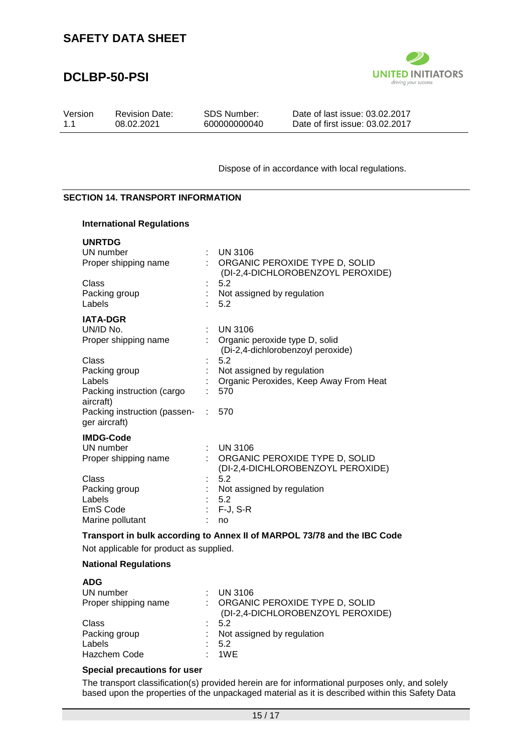Dispose of in accordance with local regulations.

## SECTION 14. TRANSPORT INFORMATION

### International Regulations

**UNRTDG**

| | | |
|---|---|---|
| UN number | : | UN 3106 |
| Proper shipping name | : | ORGANIC PEROXIDE TYPE D, SOLID (DI-2,4-DICHLOROBENZOYL PEROXIDE) |
| Class | : | 5.2 |
| Packing group | : | Not assigned by regulation |
| Labels | : | 5.2 |

**IATA-DGR**

| | | |
|---|---|---|
| UN/ID No. | : | UN 3106 |
| Proper shipping name | : | Organic peroxide type D, solid (Di-2,4-dichlorobenzoyl peroxide) |
| Class | : | 5.2 |
| Packing group | : | Not assigned by regulation |
| Labels | : | Organic Peroxides, Keep Away From Heat |
| Packing instruction (cargo aircraft) | : | 570 |
| Packing instruction (passenger aircraft) | : | 570 |

**IMDG-Code**

| | | |
|---|---|---|
| UN number | : | UN 3106 |
| Proper shipping name | : | ORGANIC PEROXIDE TYPE D, SOLID (DI-2,4-DICHLOROBENZOYL PEROXIDE) |
| Class | : | 5.2 |
| Packing group | : | Not assigned by regulation |
| Labels | : | 5.2 |
| EmS Code | : | F-J, S-R |
| Marine pollutant | : | no |

**Transport in bulk according to Annex II of MARPOL 73/78 and the IBC Code**

Not applicable for product as supplied.

### National Regulations

**ADG**

| | | |
|---|---|---|
| UN number | : | UN 3106 |
| Proper shipping name | : | ORGANIC PEROXIDE TYPE D, SOLID (DI-2,4-DICHLOROBENZOYL PEROXIDE) |
| Class | : | 5.2 |
| Packing group | : | Not assigned by regulation |
| Labels | : | 5.2 |
| Hazchem Code | : | 1WE |

**Special precautions for user**

The transport classification(s) provided herein are for informational purposes only, and solely based upon the properties of the unpackaged material as it is described within this Safety Data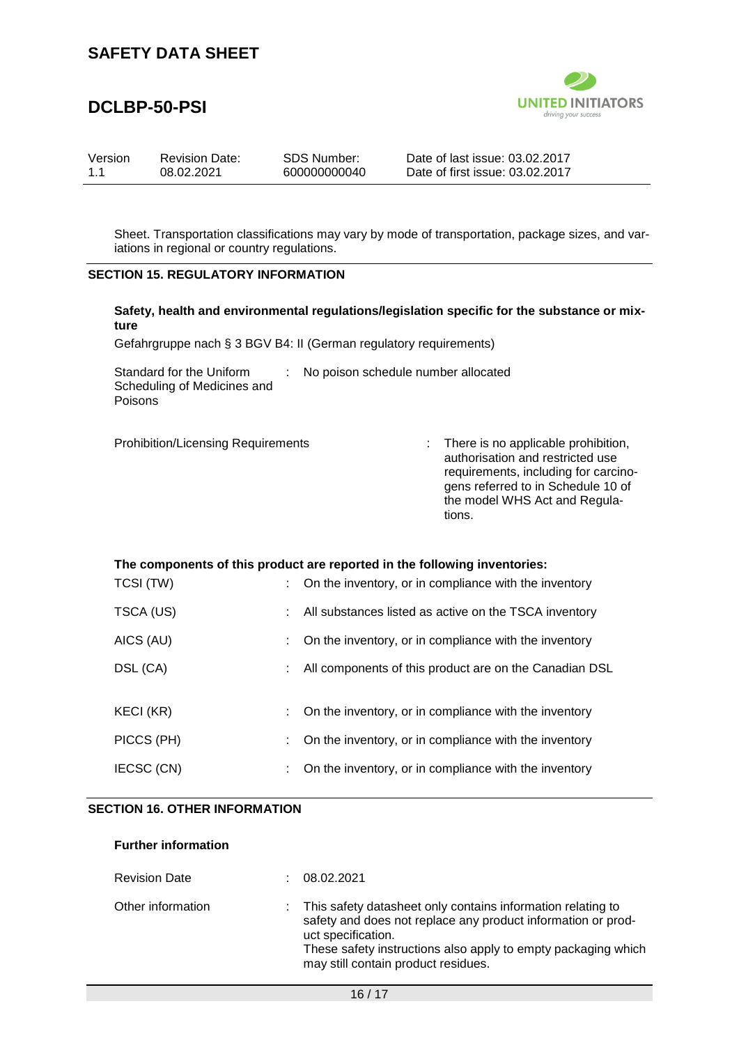Sheet. Transportation classifications may vary by mode of transportation, package sizes, and variations in regional or country regulations.

## SECTION 15. REGULATORY INFORMATION

**Safety, health and environmental regulations/legislation specific for the substance or mixture**

Gefahrgruppe nach § 3 BGV B4: II (German regulatory requirements)

Standard for the Uniform Scheduling of Medicines and Poisons : No poison schedule number allocated

Prohibition/Licensing Requirements : There is no applicable prohibition, authorisation and restricted use requirements, including for carcinogens referred to in Schedule 10 of the model WHS Act and Regulations.

**The components of this product are reported in the following inventories:**

| | |
|---|---|
| TCSI (TW) | : On the inventory, or in compliance with the inventory |
| TSCA (US) | : All substances listed as active on the TSCA inventory |
| AICS (AU) | : On the inventory, or in compliance with the inventory |
| DSL (CA) | : All components of this product are on the Canadian DSL |
| KECI (KR) | : On the inventory, or in compliance with the inventory |
| PICCS (PH) | : On the inventory, or in compliance with the inventory |
| IECSC (CN) | : On the inventory, or in compliance with the inventory |

## SECTION 16. OTHER INFORMATION

**Further information**

Revision Date : 08.02.2021

Other information : This safety datasheet only contains information relating to safety and does not replace any product information or product specification.
These safety instructions also apply to empty packaging which may still contain product residues.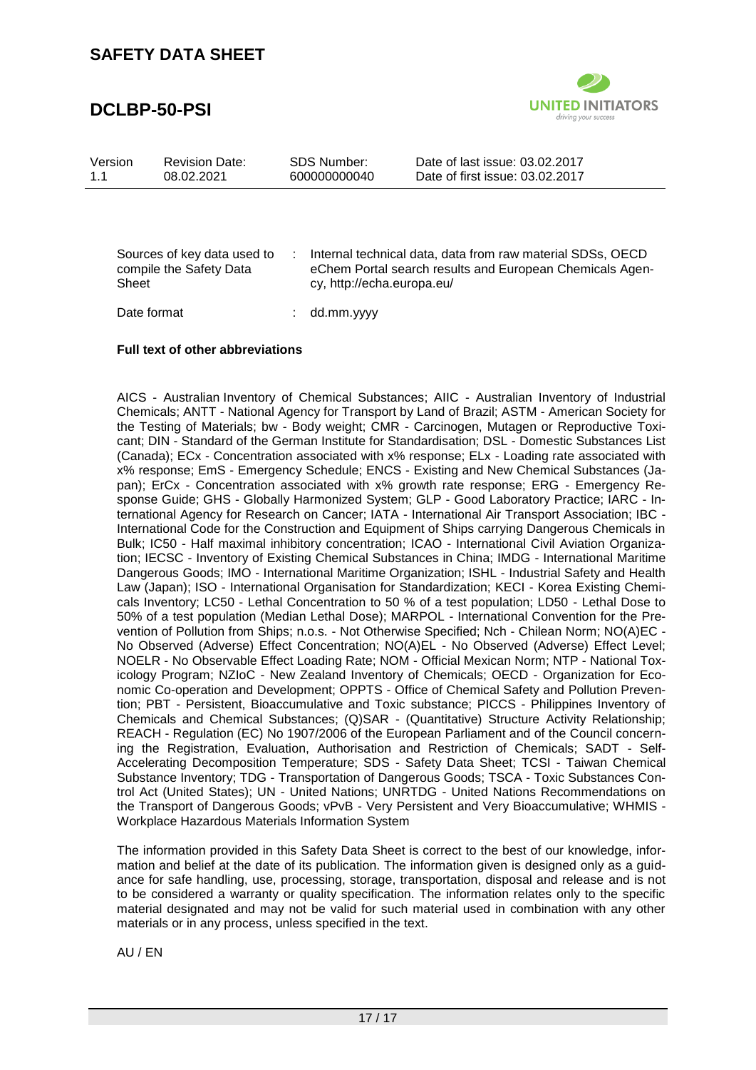| | | |
|---|---|---|
| Sources of key data used to compile the Safety Data Sheet | : | Internal technical data, data from raw material SDSs, OECD eChem Portal search results and European Chemicals Agency, http://echa.europa.eu/ |
| Date format | : | dd.mm.yyyy |

**Full text of other abbreviations**

AICS - Australian Inventory of Chemical Substances; AIIC - Australian Inventory of Industrial Chemicals; ANTT - National Agency for Transport by Land of Brazil; ASTM - American Society for the Testing of Materials; bw - Body weight; CMR - Carcinogen, Mutagen or Reproductive Toxicant; DIN - Standard of the German Institute for Standardisation; DSL - Domestic Substances List (Canada); ECx - Concentration associated with x% response; ELx - Loading rate associated with x% response; EmS - Emergency Schedule; ENCS - Existing and New Chemical Substances (Japan); ErCx - Concentration associated with x% growth rate response; ERG - Emergency Response Guide; GHS - Globally Harmonized System; GLP - Good Laboratory Practice; IARC - International Agency for Research on Cancer; IATA - International Air Transport Association; IBC - International Code for the Construction and Equipment of Ships carrying Dangerous Chemicals in Bulk; IC50 - Half maximal inhibitory concentration; ICAO - International Civil Aviation Organization; IECSC - Inventory of Existing Chemical Substances in China; IMDG - International Maritime Dangerous Goods; IMO - International Maritime Organization; ISHL - Industrial Safety and Health Law (Japan); ISO - International Organisation for Standardization; KECI - Korea Existing Chemicals Inventory; LC50 - Lethal Concentration to 50 % of a test population; LD50 - Lethal Dose to 50% of a test population (Median Lethal Dose); MARPOL - International Convention for the Prevention of Pollution from Ships; n.o.s. - Not Otherwise Specified; Nch - Chilean Norm; NO(A)EC - No Observed (Adverse) Effect Concentration; NO(A)EL - No Observed (Adverse) Effect Level; NOELR - No Observable Effect Loading Rate; NOM - Official Mexican Norm; NTP - National Toxicology Program; NZIoC - New Zealand Inventory of Chemicals; OECD - Organization for Economic Co-operation and Development; OPPTS - Office of Chemical Safety and Pollution Prevention; PBT - Persistent, Bioaccumulative and Toxic substance; PICCS - Philippines Inventory of Chemicals and Chemical Substances; (Q)SAR - (Quantitative) Structure Activity Relationship; REACH - Regulation (EC) No 1907/2006 of the European Parliament and of the Council concerning the Registration, Evaluation, Authorisation and Restriction of Chemicals; SADT - Self-Accelerating Decomposition Temperature; SDS - Safety Data Sheet; TCSI - Taiwan Chemical Substance Inventory; TDG - Transportation of Dangerous Goods; TSCA - Toxic Substances Control Act (United States); UN - United Nations; UNRTDG - United Nations Recommendations on the Transport of Dangerous Goods; vPvB - Very Persistent and Very Bioaccumulative; WHMIS - Workplace Hazardous Materials Information System

The information provided in this Safety Data Sheet is correct to the best of our knowledge, information and belief at the date of its publication. The information given is designed only as a guidance for safe handling, use, processing, storage, transportation, disposal and release and is not to be considered a warranty or quality specification. The information relates only to the specific material designated and may not be valid for such material used in combination with any other materials or in any process, unless specified in the text.

AU / EN